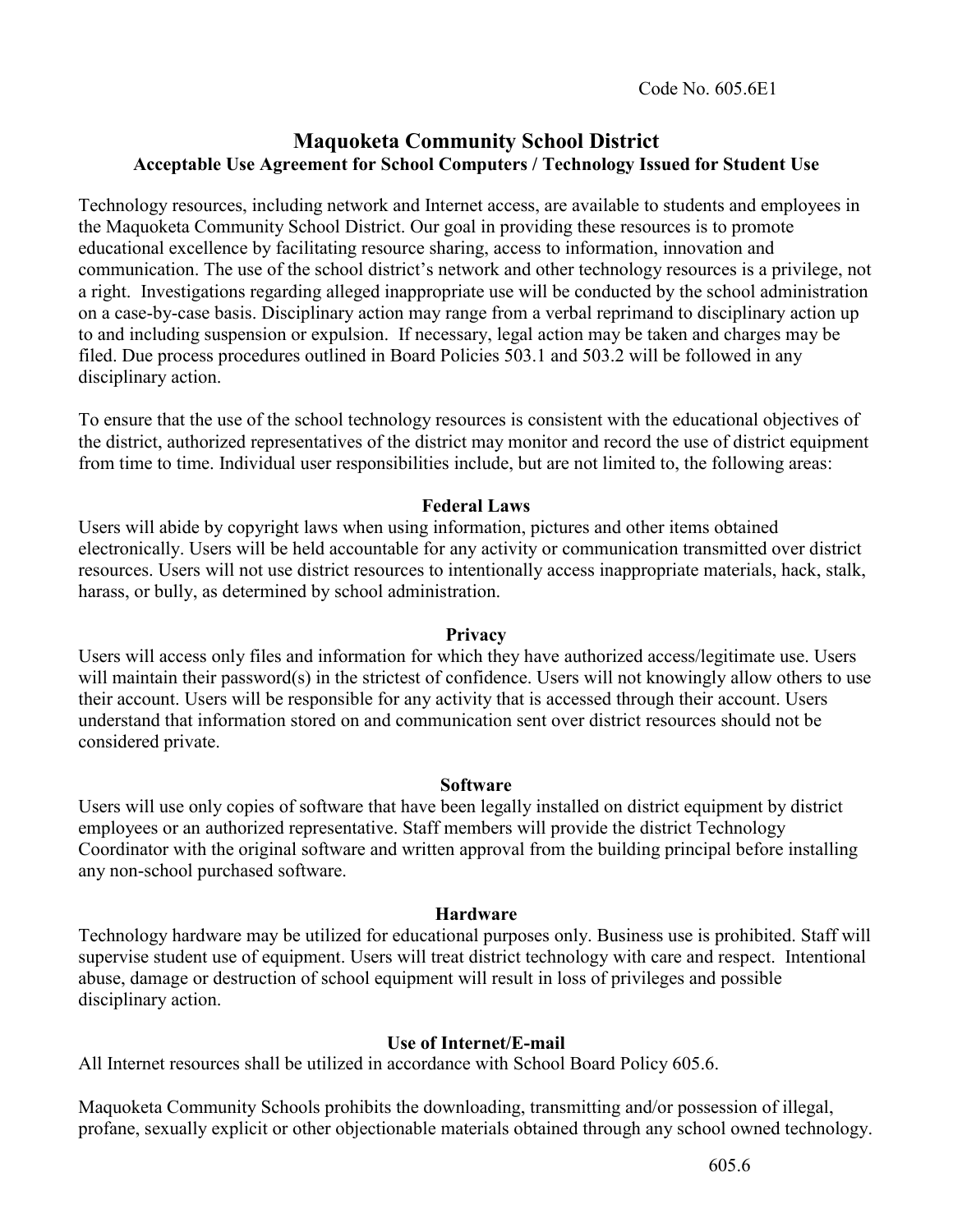Code No. 605.6E1

# Maquoketa Community School District

## Acceptable Use Agreement for School Computers / Technology Issued for Student Use

Technology resources, including network and Internet access, are available to students and employees in the Maquoketa Community School District. Our goal in providing these resources is to promote educational excellence by facilitating resource sharing, access to information, innovation and communication. The use of the school district's network and other technology resources is a privilege, not a right. Investigations regarding alleged inappropriate use will be conducted by the school administration on a case-by-case basis. Disciplinary action may range from a verbal reprimand to disciplinary action up to and including suspension or expulsion. If necessary, legal action may be taken and charges may be filed. Due process procedures outlined in Board Policies 503.1 and 503.2 will be followed in any disciplinary action.

To ensure that the use of the school technology resources is consistent with the educational objectives of the district, authorized representatives of the district may monitor and record the use of district equipment from time to time. Individual user responsibilities include, but are not limited to, the following areas:

### Federal Laws

Users will abide by copyright laws when using information, pictures and other items obtained electronically. Users will be held accountable for any activity or communication transmitted over district resources. Users will not use district resources to intentionally access inappropriate materials, hack, stalk, harass, or bully, as determined by school administration.

### Privacy

Users will access only files and information for which they have authorized access/legitimate use. Users will maintain their password(s) in the strictest of confidence. Users will not knowingly allow others to use their account. Users will be responsible for any activity that is accessed through their account. Users understand that information stored on and communication sent over district resources should not be considered private.

### Software

Users will use only copies of software that have been legally installed on district equipment by district employees or an authorized representative. Staff members will provide the district Technology Coordinator with the original software and written approval from the building principal before installing any non-school purchased software.

### Hardware

Technology hardware may be utilized for educational purposes only. Business use is prohibited. Staff will supervise student use of equipment. Users will treat district technology with care and respect. Intentional abuse, damage or destruction of school equipment will result in loss of privileges and possible disciplinary action.

### Use of Internet/E-mail

All Internet resources shall be utilized in accordance with School Board Policy 605.6.

Maquoketa Community Schools prohibits the downloading, transmitting and/or possession of illegal, profane, sexually explicit or other objectionable materials obtained through any school owned technology.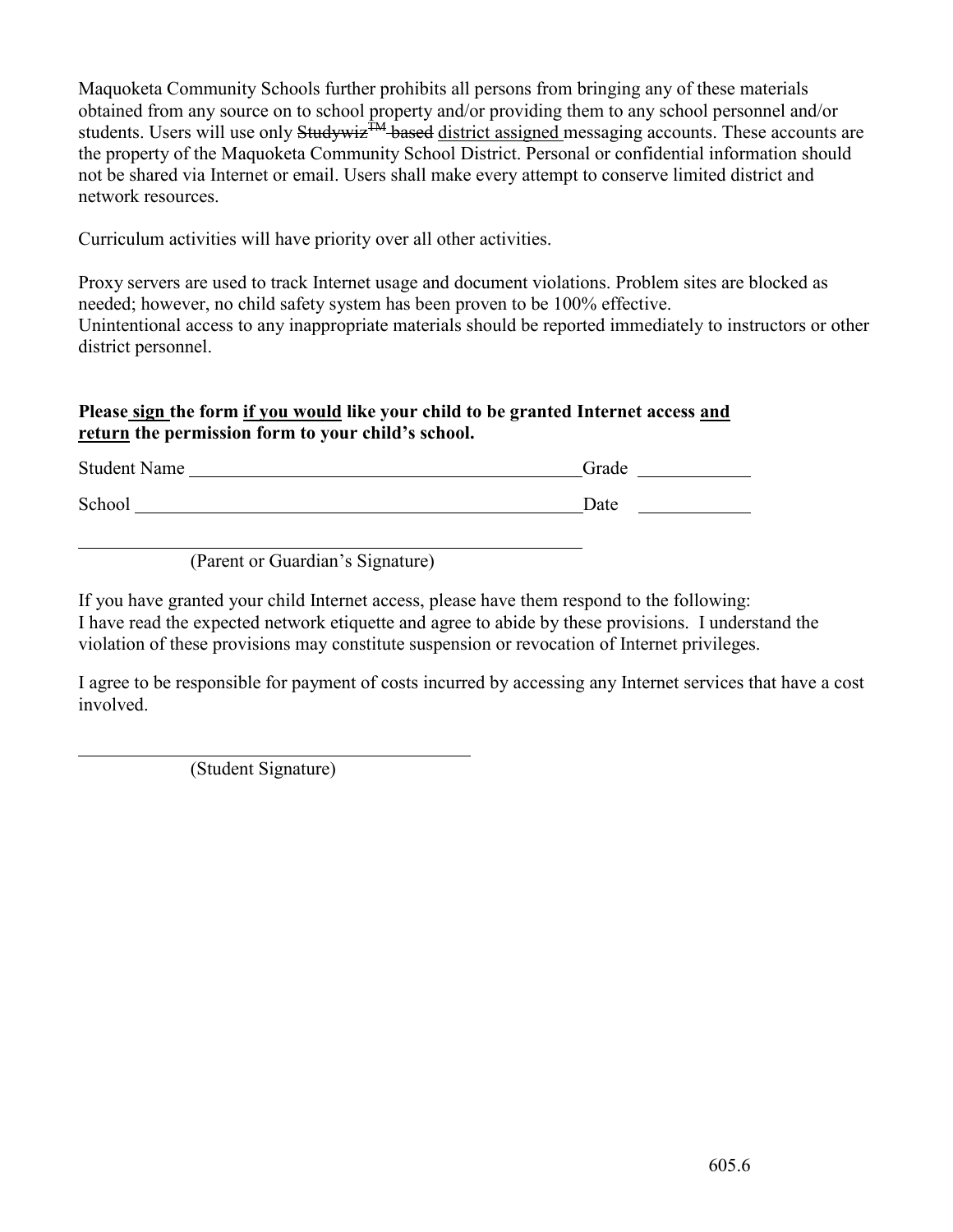Maquoketa Community Schools further prohibits all persons from bringing any of these materials obtained from any source on to school property and/or providing them to any school personnel and/or students. Users will use only ~~Studywiz™ based~~ <u>district assigned</u> messaging accounts. These accounts are the property of the Maquoketa Community School District. Personal or confidential information should not be shared via Internet or email. Users shall make every attempt to conserve limited district and network resources.

Curriculum activities will have priority over all other activities.

Proxy servers are used to track Internet usage and document violations. Problem sites are blocked as needed; however, no child safety system has been proven to be 100% effective.
Unintentional access to any inappropriate materials should be reported immediately to instructors or other district personnel.

**Please <u>sign</u> the form <u>if you would</u> like your child to be granted Internet access <u>and</u> <u>return</u> the permission form to your child's school.**

Student Name ____________________________________________ Grade ____________

School ________________________________________________ Date ____________

______________________________________________________
(Parent or Guardian's Signature)

If you have granted your child Internet access, please have them respond to the following:
I have read the expected network etiquette and agree to abide by these provisions. I understand the violation of these provisions may constitute suspension or revocation of Internet privileges.

I agree to be responsible for payment of costs incurred by accessing any Internet services that have a cost involved.

____________________________________________
(Student Signature)